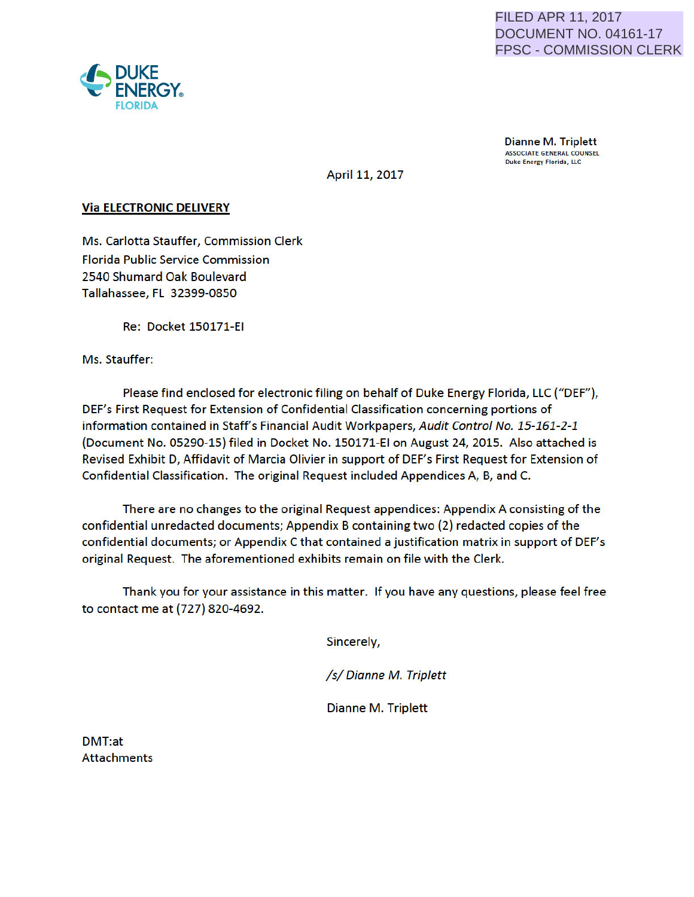FILED APR 11, 2017
DOCUMENT NO. 04161-17
FPSC - COMMISSION CLERK

DUKE ENERGY FLORIDA

**Dianne M. Triplett**
ASSOCIATE GENERAL COUNSEL
Duke Energy Florida, LLC

April 11, 2017

**Via ELECTRONIC DELIVERY**

Ms. Carlotta Stauffer, Commission Clerk
Florida Public Service Commission
2540 Shumard Oak Boulevard
Tallahassee, FL 32399-0850

Re: Docket 150171-EI

Ms. Stauffer:

Please find enclosed for electronic filing on behalf of Duke Energy Florida, LLC ("DEF"), DEF's First Request for Extension of Confidential Classification concerning portions of information contained in Staff's Financial Audit Workpapers, *Audit Control No. 15-161-2-1* (Document No. 05290-15) filed in Docket No. 150171-EI on August 24, 2015. Also attached is Revised Exhibit D, Affidavit of Marcia Olivier in support of DEF's First Request for Extension of Confidential Classification. The original Request included Appendices A, B, and C.

There are no changes to the original Request appendices: Appendix A consisting of the confidential unredacted documents; Appendix B containing two (2) redacted copies of the confidential documents; or Appendix C that contained a justification matrix in support of DEF's original Request. The aforementioned exhibits remain on file with the Clerk.

Thank you for your assistance in this matter. If you have any questions, please feel free to contact me at (727) 820-4692.

Sincerely,

*/s/ Dianne M. Triplett*

Dianne M. Triplett

DMT:at
Attachments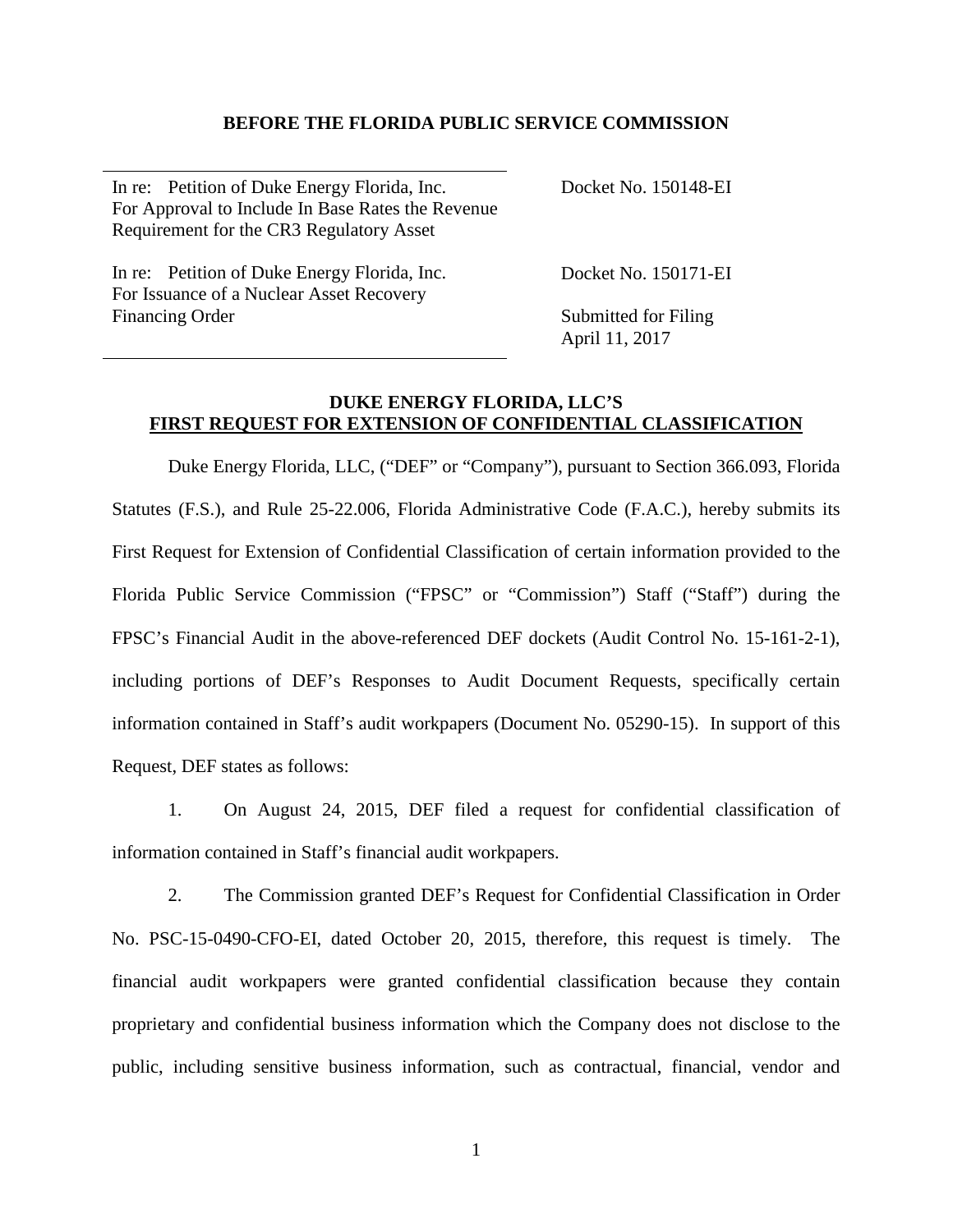**BEFORE THE FLORIDA PUBLIC SERVICE COMMISSION**

| | |
|---|---|
| In re: Petition of Duke Energy Florida, Inc. For Approval to Include In Base Rates the Revenue Requirement for the CR3 Regulatory Asset | Docket No. 150148-EI |
| In re: Petition of Duke Energy Florida, Inc. For Issuance of a Nuclear Asset Recovery Financing Order | Docket No. 150171-EI<br>Submitted for Filing<br>April 11, 2017 |

**DUKE ENERGY FLORIDA, LLC'S**
**FIRST REQUEST FOR EXTENSION OF CONFIDENTIAL CLASSIFICATION**

Duke Energy Florida, LLC, ("DEF" or "Company"), pursuant to Section 366.093, Florida Statutes (F.S.), and Rule 25-22.006, Florida Administrative Code (F.A.C.), hereby submits its First Request for Extension of Confidential Classification of certain information provided to the Florida Public Service Commission ("FPSC" or "Commission") Staff ("Staff") during the FPSC's Financial Audit in the above-referenced DEF dockets (Audit Control No. 15-161-2-1), including portions of DEF's Responses to Audit Document Requests, specifically certain information contained in Staff's audit workpapers (Document No. 05290-15). In support of this Request, DEF states as follows:

1. On August 24, 2015, DEF filed a request for confidential classification of information contained in Staff's financial audit workpapers.

2. The Commission granted DEF's Request for Confidential Classification in Order No. PSC-15-0490-CFO-EI, dated October 20, 2015, therefore, this request is timely. The financial audit workpapers were granted confidential classification because they contain proprietary and confidential business information which the Company does not disclose to the public, including sensitive business information, such as contractual, financial, vendor and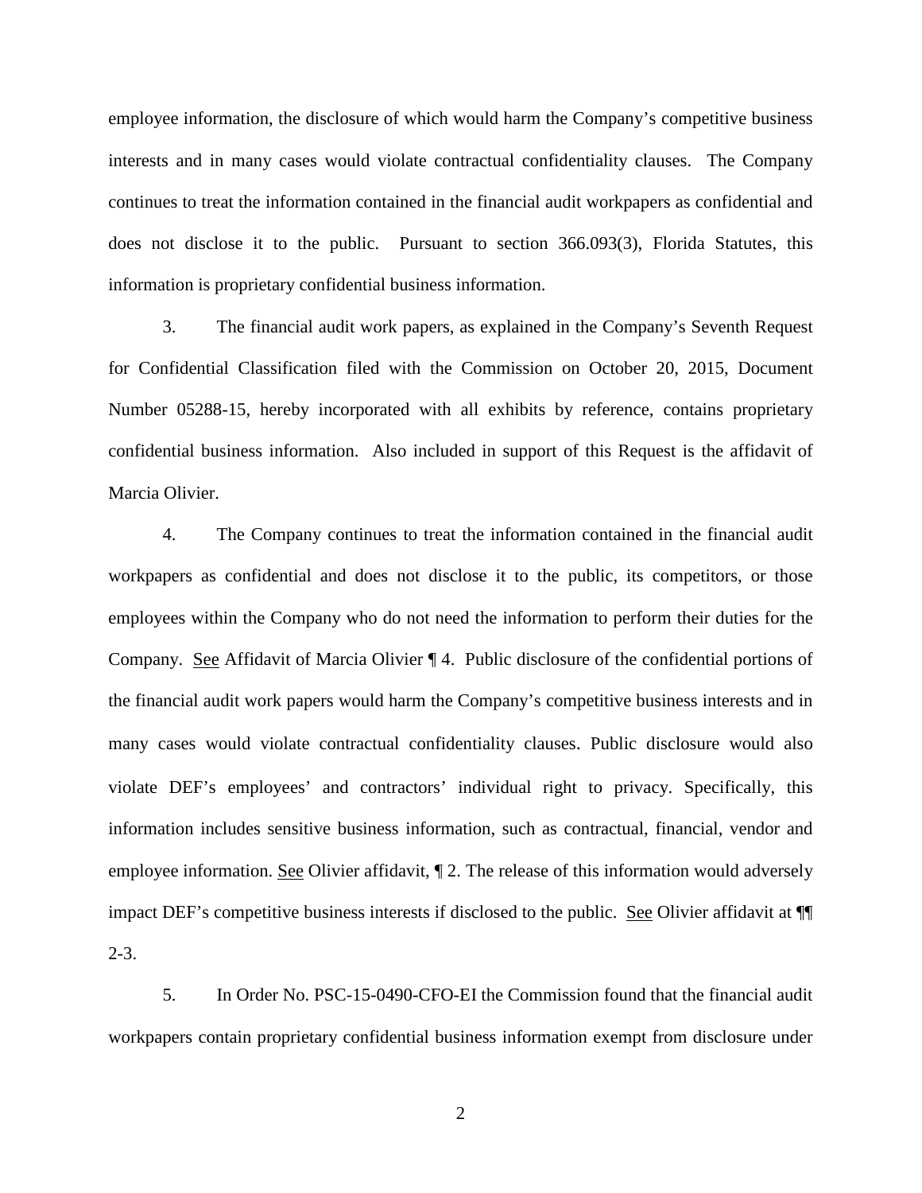employee information, the disclosure of which would harm the Company's competitive business interests and in many cases would violate contractual confidentiality clauses. The Company continues to treat the information contained in the financial audit workpapers as confidential and does not disclose it to the public. Pursuant to section 366.093(3), Florida Statutes, this information is proprietary confidential business information.

3. The financial audit work papers, as explained in the Company's Seventh Request for Confidential Classification filed with the Commission on October 20, 2015, Document Number 05288-15, hereby incorporated with all exhibits by reference, contains proprietary confidential business information. Also included in support of this Request is the affidavit of Marcia Olivier.

4. The Company continues to treat the information contained in the financial audit workpapers as confidential and does not disclose it to the public, its competitors, or those employees within the Company who do not need the information to perform their duties for the Company. See Affidavit of Marcia Olivier ¶ 4. Public disclosure of the confidential portions of the financial audit work papers would harm the Company's competitive business interests and in many cases would violate contractual confidentiality clauses. Public disclosure would also violate DEF's employees' and contractors' individual right to privacy. Specifically, this information includes sensitive business information, such as contractual, financial, vendor and employee information. See Olivier affidavit, ¶ 2. The release of this information would adversely impact DEF's competitive business interests if disclosed to the public. See Olivier affidavit at ¶¶ 2-3.

5. In Order No. PSC-15-0490-CFO-EI the Commission found that the financial audit workpapers contain proprietary confidential business information exempt from disclosure under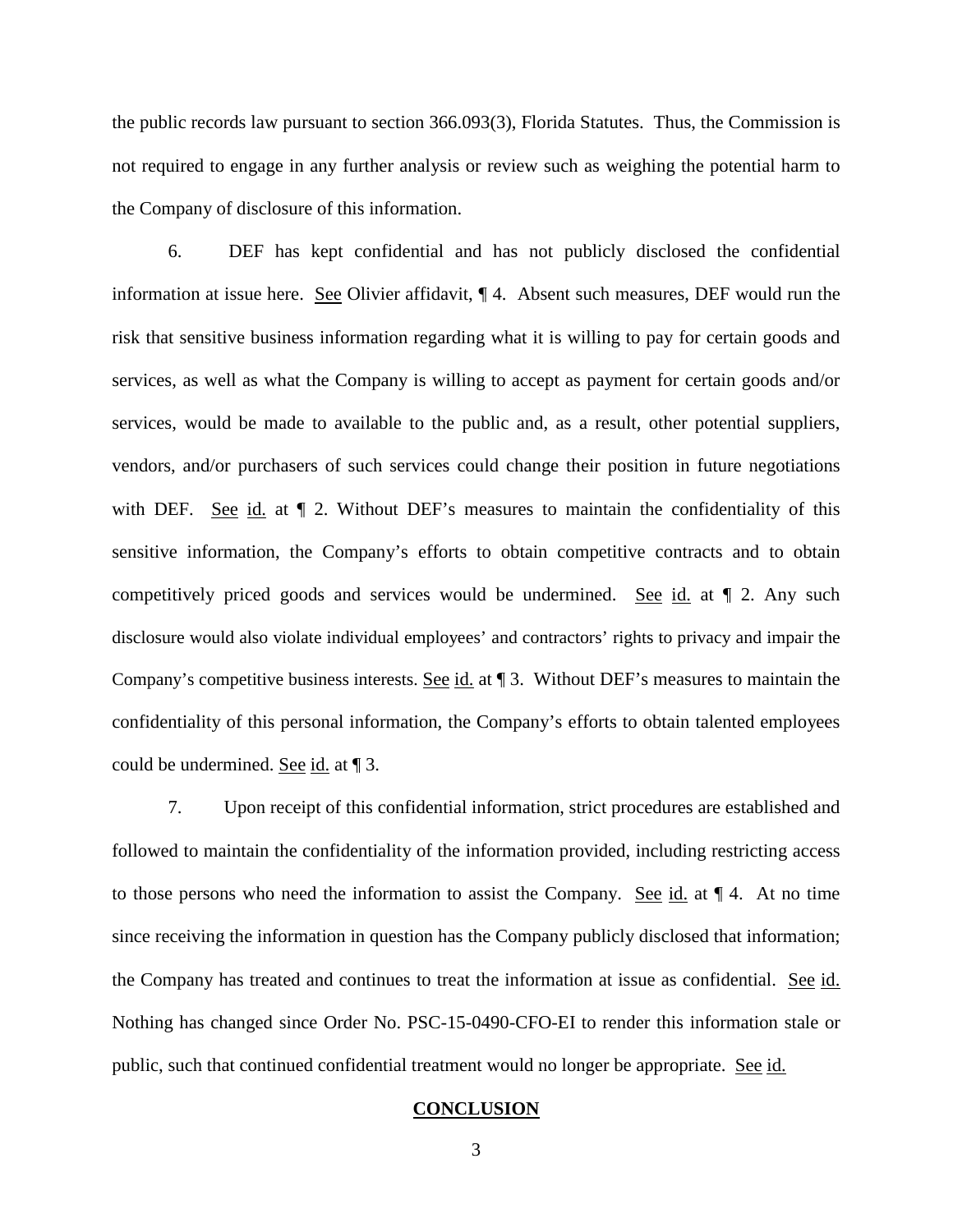the public records law pursuant to section 366.093(3), Florida Statutes. Thus, the Commission is not required to engage in any further analysis or review such as weighing the potential harm to the Company of disclosure of this information.

6. DEF has kept confidential and has not publicly disclosed the confidential information at issue here. See Olivier affidavit, ¶ 4. Absent such measures, DEF would run the risk that sensitive business information regarding what it is willing to pay for certain goods and services, as well as what the Company is willing to accept as payment for certain goods and/or services, would be made to available to the public and, as a result, other potential suppliers, vendors, and/or purchasers of such services could change their position in future negotiations with DEF. See id. at ¶ 2. Without DEF's measures to maintain the confidentiality of this sensitive information, the Company's efforts to obtain competitive contracts and to obtain competitively priced goods and services would be undermined. See id. at ¶ 2. Any such disclosure would also violate individual employees' and contractors' rights to privacy and impair the Company's competitive business interests. See id. at ¶ 3. Without DEF's measures to maintain the confidentiality of this personal information, the Company's efforts to obtain talented employees could be undermined. See id. at ¶ 3.

7. Upon receipt of this confidential information, strict procedures are established and followed to maintain the confidentiality of the information provided, including restricting access to those persons who need the information to assist the Company. See id. at ¶ 4. At no time since receiving the information in question has the Company publicly disclosed that information; the Company has treated and continues to treat the information at issue as confidential. See id. Nothing has changed since Order No. PSC-15-0490-CFO-EI to render this information stale or public, such that continued confidential treatment would no longer be appropriate. See id.

**CONCLUSION**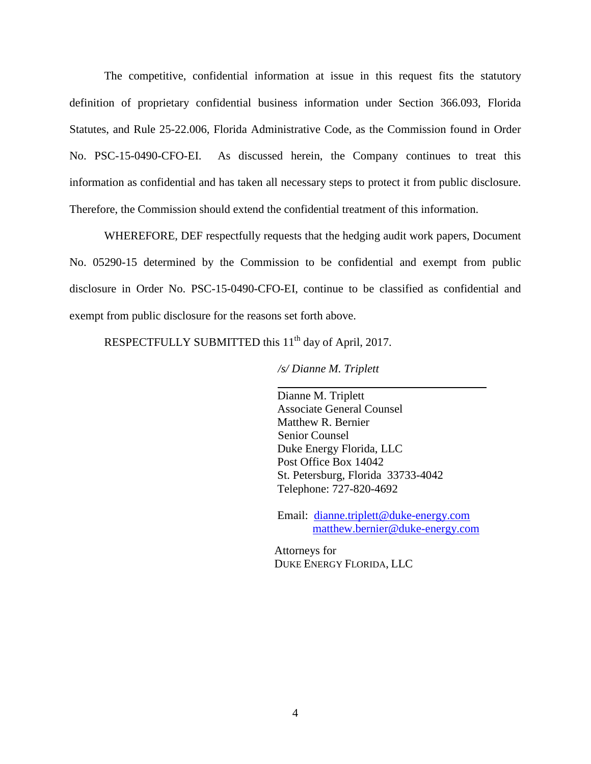The competitive, confidential information at issue in this request fits the statutory definition of proprietary confidential business information under Section 366.093, Florida Statutes, and Rule 25-22.006, Florida Administrative Code, as the Commission found in Order No. PSC-15-0490-CFO-EI. As discussed herein, the Company continues to treat this information as confidential and has taken all necessary steps to protect it from public disclosure. Therefore, the Commission should extend the confidential treatment of this information.

WHEREFORE, DEF respectfully requests that the hedging audit work papers, Document No. 05290-15 determined by the Commission to be confidential and exempt from public disclosure in Order No. PSC-15-0490-CFO-EI, continue to be classified as confidential and exempt from public disclosure for the reasons set forth above.

RESPECTFULLY SUBMITTED this 11th day of April, 2017.

*/s/ Dianne M. Triplett*

Dianne M. Triplett
Associate General Counsel
Matthew R. Bernier
Senior Counsel
Duke Energy Florida, LLC
Post Office Box 14042
St. Petersburg, Florida 33733-4042
Telephone: 727-820-4692

Email: dianne.triplett@duke-energy.com
matthew.bernier@duke-energy.com

Attorneys for
DUKE ENERGY FLORIDA, LLC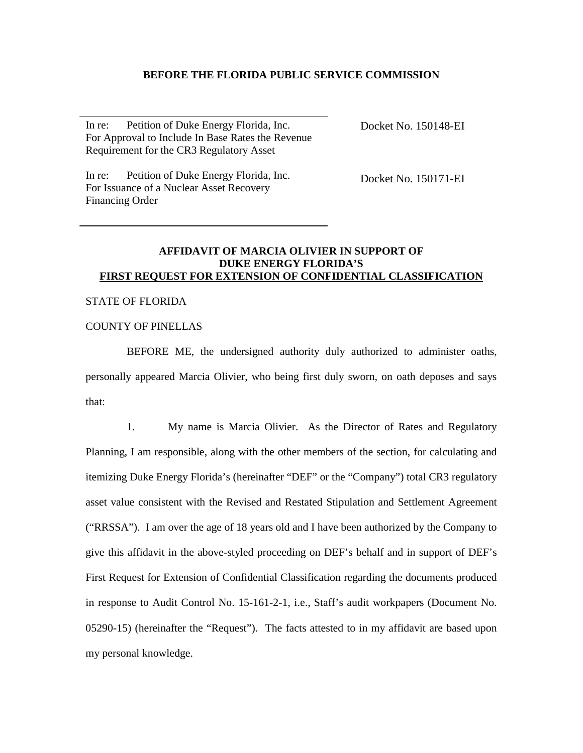**BEFORE THE FLORIDA PUBLIC SERVICE COMMISSION**

| | |
|---|---|
| In re: Petition of Duke Energy Florida, Inc. For Approval to Include In Base Rates the Revenue Requirement for the CR3 Regulatory Asset | Docket No. 150148-EI |
| In re: Petition of Duke Energy Florida, Inc. For Issuance of a Nuclear Asset Recovery Financing Order | Docket No. 150171-EI |

**AFFIDAVIT OF MARCIA OLIVIER IN SUPPORT OF DUKE ENERGY FLORIDA'S FIRST REQUEST FOR EXTENSION OF CONFIDENTIAL CLASSIFICATION**

STATE OF FLORIDA

COUNTY OF PINELLAS

BEFORE ME, the undersigned authority duly authorized to administer oaths, personally appeared Marcia Olivier, who being first duly sworn, on oath deposes and says that:

1. My name is Marcia Olivier. As the Director of Rates and Regulatory Planning, I am responsible, along with the other members of the section, for calculating and itemizing Duke Energy Florida's (hereinafter "DEF" or the "Company") total CR3 regulatory asset value consistent with the Revised and Restated Stipulation and Settlement Agreement ("RRSSA"). I am over the age of 18 years old and I have been authorized by the Company to give this affidavit in the above-styled proceeding on DEF's behalf and in support of DEF's First Request for Extension of Confidential Classification regarding the documents produced in response to Audit Control No. 15-161-2-1, i.e., Staff's audit workpapers (Document No. 05290-15) (hereinafter the "Request"). The facts attested to in my affidavit are based upon my personal knowledge.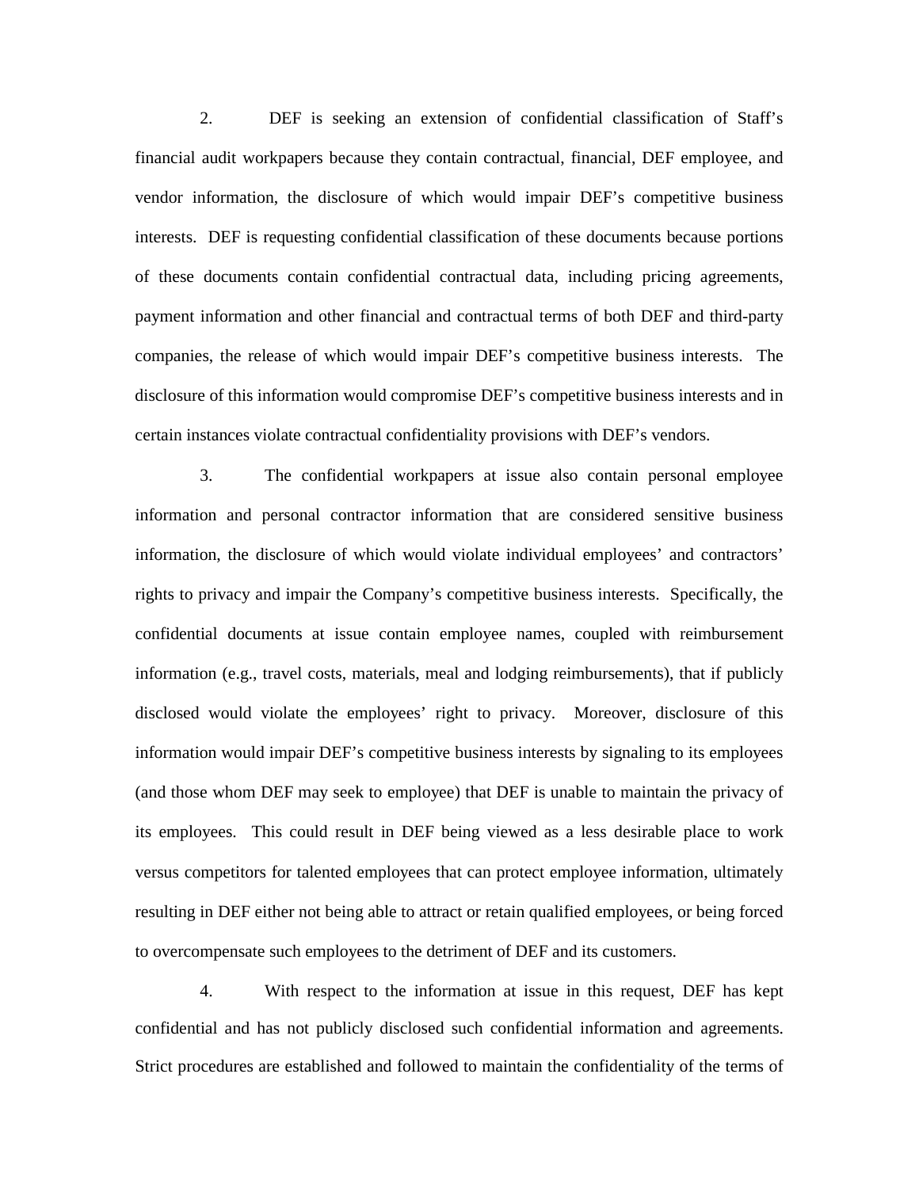2. DEF is seeking an extension of confidential classification of Staff's financial audit workpapers because they contain contractual, financial, DEF employee, and vendor information, the disclosure of which would impair DEF's competitive business interests. DEF is requesting confidential classification of these documents because portions of these documents contain confidential contractual data, including pricing agreements, payment information and other financial and contractual terms of both DEF and third-party companies, the release of which would impair DEF's competitive business interests. The disclosure of this information would compromise DEF's competitive business interests and in certain instances violate contractual confidentiality provisions with DEF's vendors.

3. The confidential workpapers at issue also contain personal employee information and personal contractor information that are considered sensitive business information, the disclosure of which would violate individual employees' and contractors' rights to privacy and impair the Company's competitive business interests. Specifically, the confidential documents at issue contain employee names, coupled with reimbursement information (e.g., travel costs, materials, meal and lodging reimbursements), that if publicly disclosed would violate the employees' right to privacy. Moreover, disclosure of this information would impair DEF's competitive business interests by signaling to its employees (and those whom DEF may seek to employee) that DEF is unable to maintain the privacy of its employees. This could result in DEF being viewed as a less desirable place to work versus competitors for talented employees that can protect employee information, ultimately resulting in DEF either not being able to attract or retain qualified employees, or being forced to overcompensate such employees to the detriment of DEF and its customers.

4. With respect to the information at issue in this request, DEF has kept confidential and has not publicly disclosed such confidential information and agreements. Strict procedures are established and followed to maintain the confidentiality of the terms of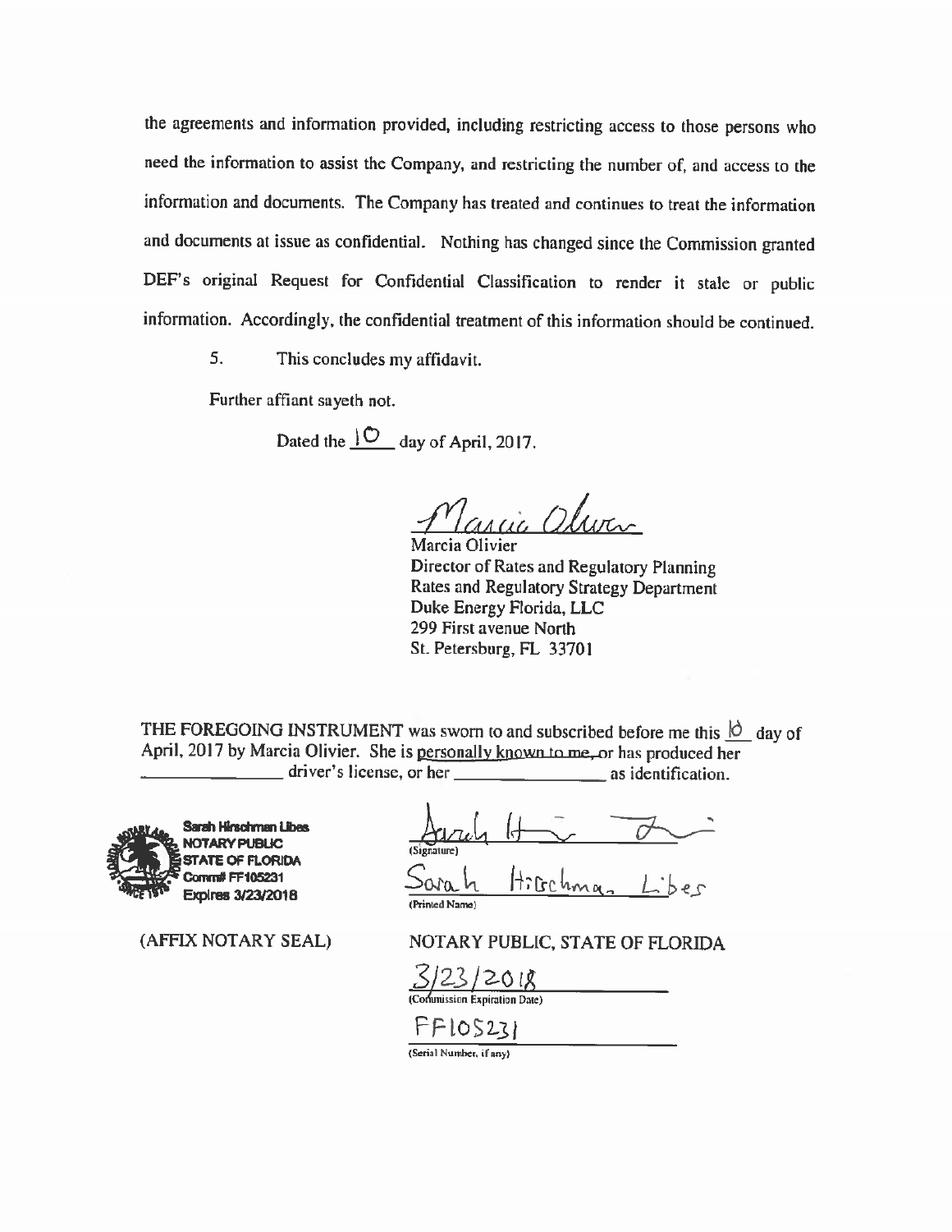the agreements and information provided, including restricting access to those persons who need the information to assist the Company, and restricting the number of, and access to the information and documents. The Company has treated and continues to treat the information and documents at issue as confidential. Nothing has changed since the Commission granted DEF's original Request for Confidential Classification to render it stale or public information. Accordingly, the confidential treatment of this information should be continued.

5. This concludes my affidavit.

Further affiant sayeth not.

Dated the 10 day of April, 2017.

Marcia Olivier
Marcia Olivier
Director of Rates and Regulatory Planning
Rates and Regulatory Strategy Department
Duke Energy Florida, LLC
299 First avenue North
St. Petersburg, FL 33701

THE FOREGOING INSTRUMENT was sworn to and subscribed before me this 10 day of April, 2017 by Marcia Olivier. She is personally known to me, or has produced her \_\_\_\_\_\_\_\_\_\_\_\_\_\_\_ driver's license, or her \_\_\_\_\_\_\_\_\_\_\_\_\_\_\_ as identification.

Sarah Hirschman Libes
NOTARY PUBLIC
STATE OF FLORIDA
Comm# FF105231
Expires 3/23/2018

(AFFIX NOTARY SEAL)

Sarah Hirschman Libes
(Signature)

Sarah Hirschman Libes
(Printed Name)

NOTARY PUBLIC, STATE OF FLORIDA

3/23/2018
(Commission Expiration Date)

FF105231
(Serial Number, if any)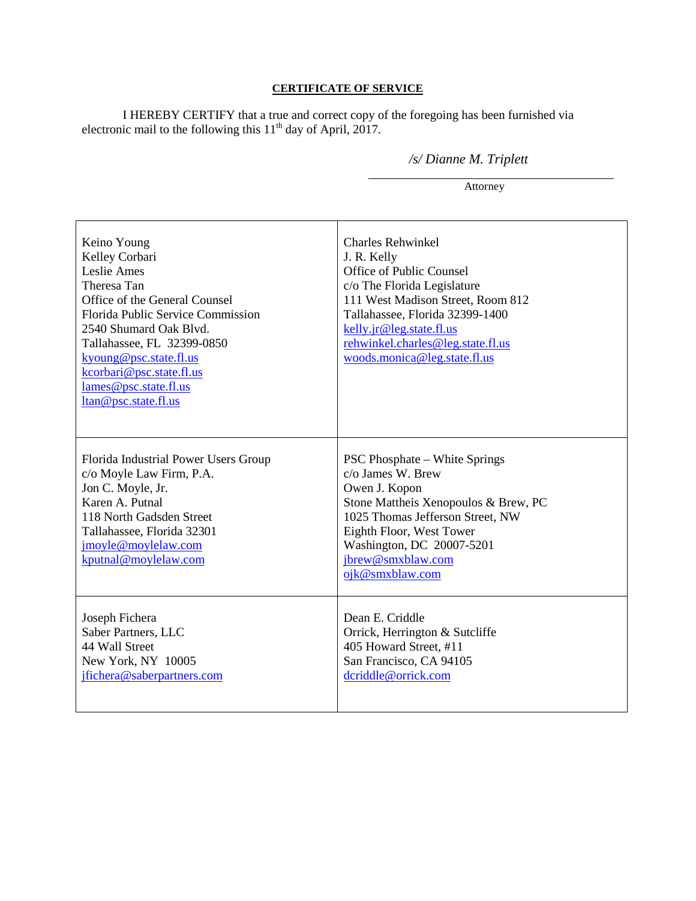**CERTIFICATE OF SERVICE**

I HEREBY CERTIFY that a true and correct copy of the foregoing has been furnished via electronic mail to the following this 11th day of April, 2017.

*/s/ Dianne M. Triplett*

Attorney

| | |
|---|---|
| Keino Young<br>Kelley Corbari<br>Leslie Ames<br>Theresa Tan<br>Office of the General Counsel<br>Florida Public Service Commission<br>2540 Shumard Oak Blvd.<br>Tallahassee, FL 32399-0850<br>kyoung@psc.state.fl.us<br>kcorbari@psc.state.fl.us<br>lames@psc.state.fl.us<br>ltan@psc.state.fl.us | Charles Rehwinkel<br>J. R. Kelly<br>Office of Public Counsel<br>c/o The Florida Legislature<br>111 West Madison Street, Room 812<br>Tallahassee, Florida 32399-1400<br>kelly.jr@leg.state.fl.us<br>rehwinkel.charles@leg.state.fl.us<br>woods.monica@leg.state.fl.us |
| Florida Industrial Power Users Group<br>c/o Moyle Law Firm, P.A.<br>Jon C. Moyle, Jr.<br>Karen A. Putnal<br>118 North Gadsden Street<br>Tallahassee, Florida 32301<br>jmoyle@moylelaw.com<br>kputnal@moylelaw.com | PSC Phosphate – White Springs<br>c/o James W. Brew<br>Owen J. Kopon<br>Stone Mattheis Xenopoulos & Brew, PC<br>1025 Thomas Jefferson Street, NW<br>Eighth Floor, West Tower<br>Washington, DC 20007-5201<br>jbrew@smxblaw.com<br>ojk@smxblaw.com |
| Joseph Fichera<br>Saber Partners, LLC<br>44 Wall Street<br>New York, NY 10005<br>jfichera@saberpartners.com | Dean E. Criddle<br>Orrick, Herrington & Sutcliffe<br>405 Howard Street, #11<br>San Francisco, CA 94105<br>dcriddle@orrick.com |